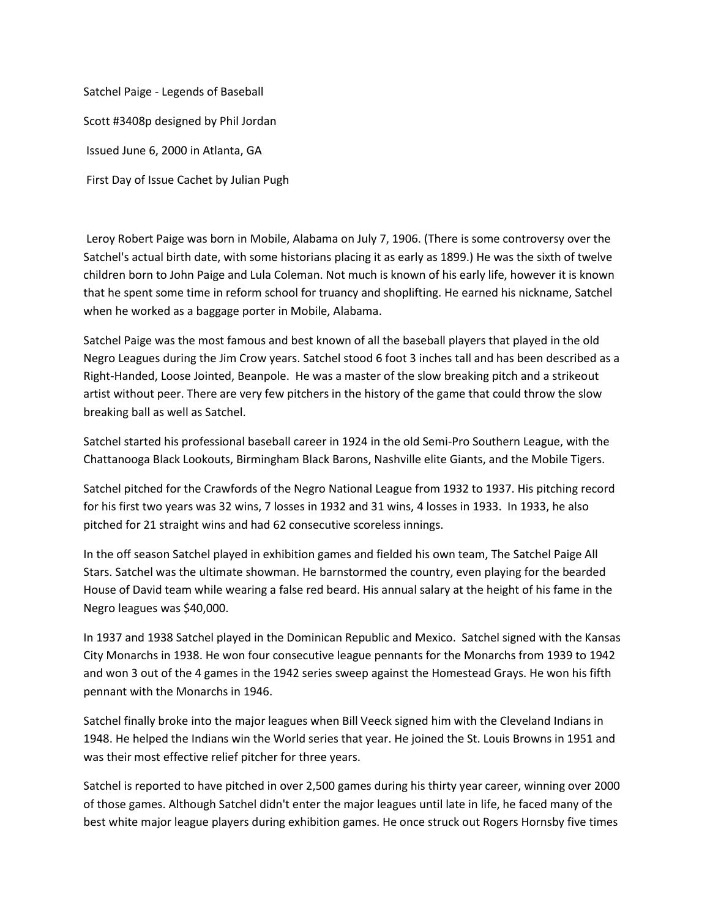Satchel Paige - Legends of Baseball

Scott #3408p designed by Phil Jordan

Issued June 6, 2000 in Atlanta, GA

First Day of Issue Cachet by Julian Pugh

Leroy Robert Paige was born in Mobile, Alabama on July 7, 1906. (There is some controversy over the Satchel's actual birth date, with some historians placing it as early as 1899.) He was the sixth of twelve children born to John Paige and Lula Coleman. Not much is known of his early life, however it is known that he spent some time in reform school for truancy and shoplifting. He earned his nickname, Satchel when he worked as a baggage porter in Mobile, Alabama.

Satchel Paige was the most famous and best known of all the baseball players that played in the old Negro Leagues during the Jim Crow years. Satchel stood 6 foot 3 inches tall and has been described as a Right-Handed, Loose Jointed, Beanpole. He was a master of the slow breaking pitch and a strikeout artist without peer. There are very few pitchers in the history of the game that could throw the slow breaking ball as well as Satchel.

Satchel started his professional baseball career in 1924 in the old Semi-Pro Southern League, with the Chattanooga Black Lookouts, Birmingham Black Barons, Nashville elite Giants, and the Mobile Tigers.

Satchel pitched for the Crawfords of the Negro National League from 1932 to 1937. His pitching record for his first two years was 32 wins, 7 losses in 1932 and 31 wins, 4 losses in 1933. In 1933, he also pitched for 21 straight wins and had 62 consecutive scoreless innings.

In the off season Satchel played in exhibition games and fielded his own team, The Satchel Paige All Stars. Satchel was the ultimate showman. He barnstormed the country, even playing for the bearded House of David team while wearing a false red beard. His annual salary at the height of his fame in the Negro leagues was $40,000.

In 1937 and 1938 Satchel played in the Dominican Republic and Mexico. Satchel signed with the Kansas City Monarchs in 1938. He won four consecutive league pennants for the Monarchs from 1939 to 1942 and won 3 out of the 4 games in the 1942 series sweep against the Homestead Grays. He won his fifth pennant with the Monarchs in 1946.

Satchel finally broke into the major leagues when Bill Veeck signed him with the Cleveland Indians in 1948. He helped the Indians win the World series that year. He joined the St. Louis Browns in 1951 and was their most effective relief pitcher for three years.

Satchel is reported to have pitched in over 2,500 games during his thirty year career, winning over 2000 of those games. Although Satchel didn't enter the major leagues until late in life, he faced many of the best white major league players during exhibition games. He once struck out Rogers Hornsby five times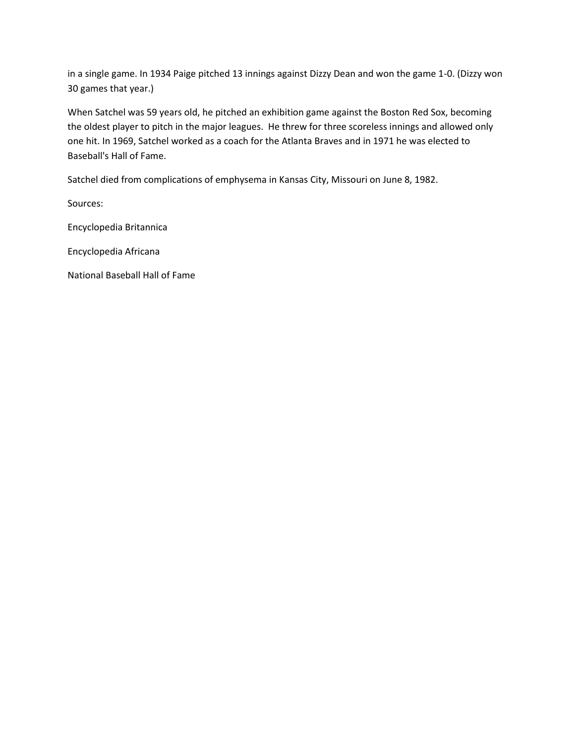in a single game. In 1934 Paige pitched 13 innings against Dizzy Dean and won the game 1-0. (Dizzy won 30 games that year.)

When Satchel was 59 years old, he pitched an exhibition game against the Boston Red Sox, becoming the oldest player to pitch in the major leagues.  He threw for three scoreless innings and allowed only one hit. In 1969, Satchel worked as a coach for the Atlanta Braves and in 1971 he was elected to Baseball's Hall of Fame.

Satchel died from complications of emphysema in Kansas City, Missouri on June 8, 1982.

Sources:

Encyclopedia Britannica

Encyclopedia Africana

National Baseball Hall of Fame